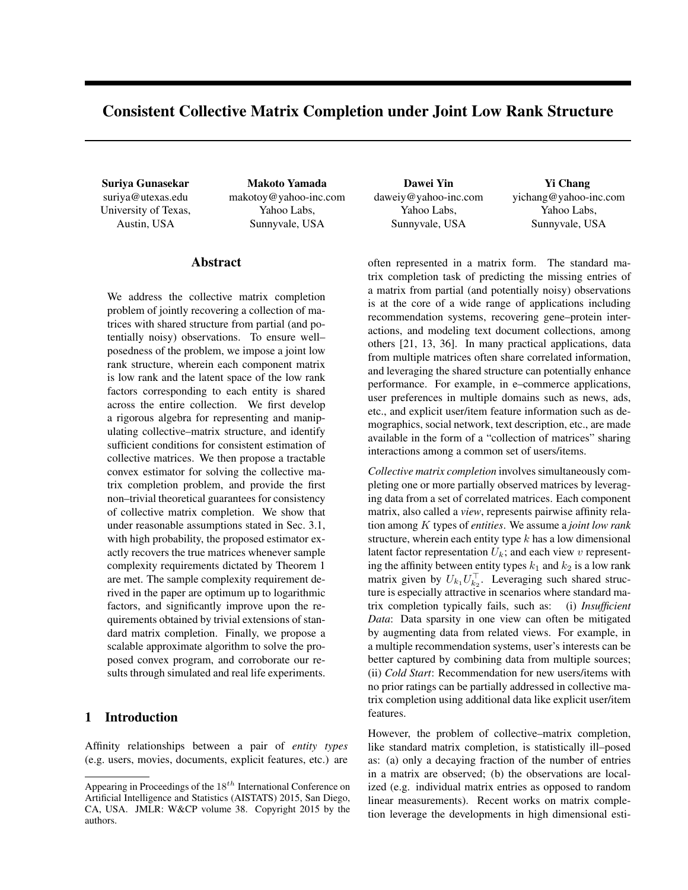# Consistent Collective Matrix Completion under Joint Low Rank Structure

**Suriya Gunasekar**
suriya@utexas.edu
University of Texas,
Austin, USA

**Makoto Yamada**
makotoy@yahoo-inc.com
Yahoo Labs,
Sunnyvale, USA

**Dawei Yin**
daweiy@yahoo-inc.com
Yahoo Labs,
Sunnyvale, USA

**Yi Chang**
yichang@yahoo-inc.com
Yahoo Labs,
Sunnyvale, USA

## Abstract

We address the collective matrix completion problem of jointly recovering a collection of matrices with shared structure from partial (and potentially noisy) observations. To ensure well–posedness of the problem, we impose a joint low rank structure, wherein each component matrix is low rank and the latent space of the low rank factors corresponding to each entity is shared across the entire collection. We first develop a rigorous algebra for representing and manipulating collective–matrix structure, and identify sufficient conditions for consistent estimation of collective matrices. We then propose a tractable convex estimator for solving the collective matrix completion problem, and provide the first non–trivial theoretical guarantees for consistency of collective matrix completion. We show that under reasonable assumptions stated in Sec. 3.1, with high probability, the proposed estimator exactly recovers the true matrices whenever sample complexity requirements dictated by Theorem 1 are met. The sample complexity requirement derived in the paper are optimum up to logarithmic factors, and significantly improve upon the requirements obtained by trivial extensions of standard matrix completion. Finally, we propose a scalable approximate algorithm to solve the proposed convex program, and corroborate our results through simulated and real life experiments.

## 1 Introduction

Affinity relationships between a pair of *entity types* (e.g. users, movies, documents, explicit features, etc.) are often represented in a matrix form. The standard matrix completion task of predicting the missing entries of a matrix from partial (and potentially noisy) observations is at the core of a wide range of applications including recommendation systems, recovering gene–protein interactions, and modeling text document collections, among others [21, 13, 36]. In many practical applications, data from multiple matrices often share correlated information, and leveraging the shared structure can potentially enhance performance. For example, in e–commerce applications, user preferences in multiple domains such as news, ads, etc., and explicit user/item feature information such as demographics, social network, text description, etc., are made available in the form of a "collection of matrices" sharing interactions among a common set of users/items.

*Collective matrix completion* involves simultaneously completing one or more partially observed matrices by leveraging data from a set of correlated matrices. Each component matrix, also called a *view*, represents pairwise affinity relation among $K$ types of *entities*. We assume a *joint low rank* structure, wherein each entity type $k$ has a low dimensional latent factor representation $U_k$; and each view $v$ representing the affinity between entity types $k_1$ and $k_2$ is a low rank matrix given by $U_{k_1}U_{k_2}^\top$. Leveraging such shared structure is especially attractive in scenarios where standard matrix completion typically fails, such as: (i) *Insufficient Data*: Data sparsity in one view can often be mitigated by augmenting data from related views. For example, in a multiple recommendation systems, user's interests can be better captured by combining data from multiple sources; (ii) *Cold Start*: Recommendation for new users/items with no prior ratings can be partially addressed in collective matrix completion using additional data like explicit user/item features.

However, the problem of collective–matrix completion, like standard matrix completion, is statistically ill–posed as: (a) only a decaying fraction of the number of entries in a matrix are observed; (b) the observations are localized (e.g. individual matrix entries as opposed to random linear measurements). Recent works on matrix completion leverage the developments in high dimensional esti-

Appearing in Proceedings of the $18^{th}$ International Conference on Artificial Intelligence and Statistics (AISTATS) 2015, San Diego, CA, USA. JMLR: W&CP volume 38. Copyright 2015 by the authors.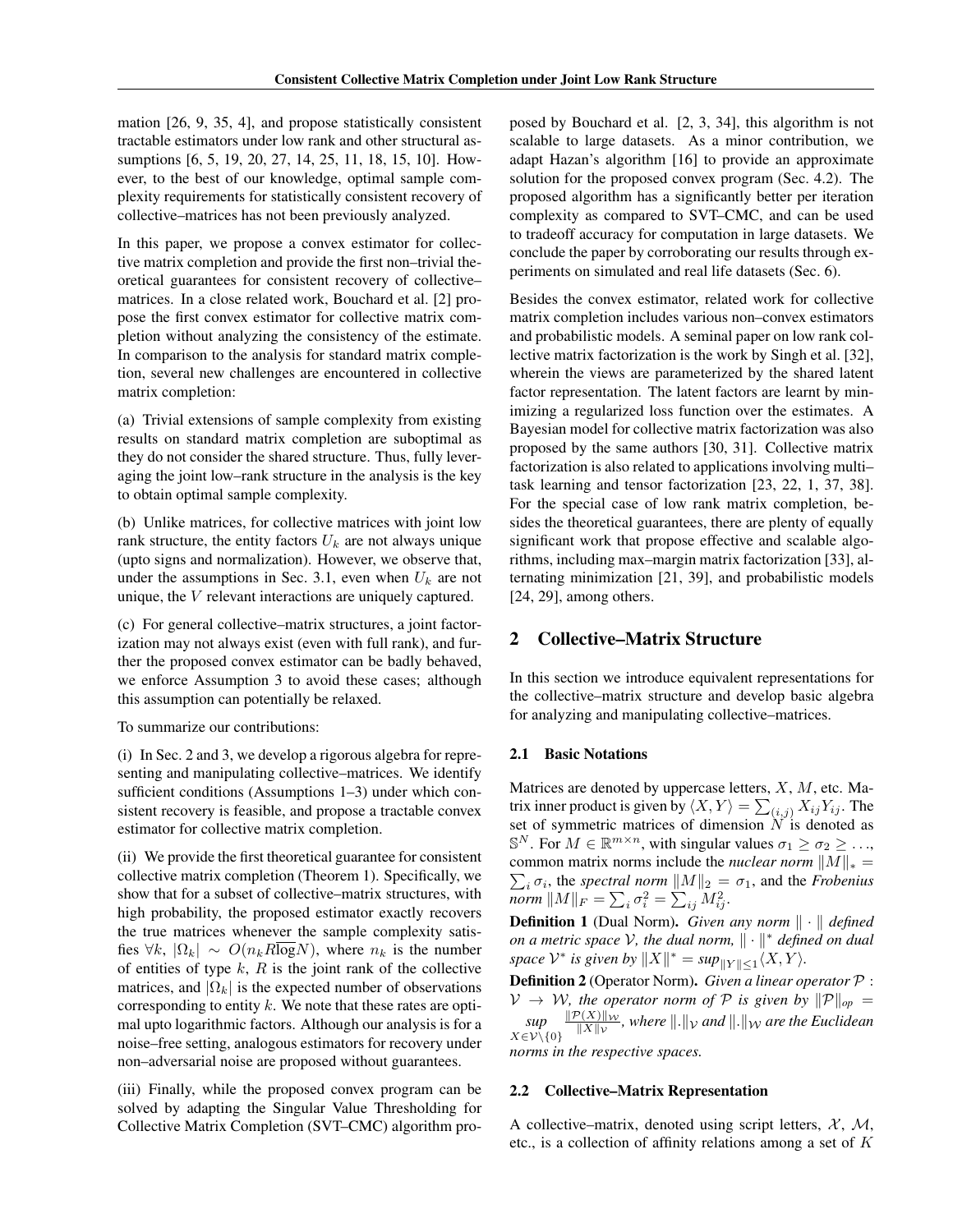mation [26, 9, 35, 4], and propose statistically consistent tractable estimators under low rank and other structural assumptions [6, 5, 19, 20, 27, 14, 25, 11, 18, 15, 10]. However, to the best of our knowledge, optimal sample complexity requirements for statistically consistent recovery of collective–matrices has not been previously analyzed.

In this paper, we propose a convex estimator for collective matrix completion and provide the first non–trivial theoretical guarantees for consistent recovery of collective–matrices. In a close related work, Bouchard et al. [2] propose the first convex estimator for collective matrix completion without analyzing the consistency of the estimate. In comparison to the analysis for standard matrix completion, several new challenges are encountered in collective matrix completion:

(a) Trivial extensions of sample complexity from existing results on standard matrix completion are suboptimal as they do not consider the shared structure. Thus, fully leveraging the joint low–rank structure in the analysis is the key to obtain optimal sample complexity.

(b) Unlike matrices, for collective matrices with joint low rank structure, the entity factors $U_k$ are not always unique (upto signs and normalization). However, we observe that, under the assumptions in Sec. 3.1, even when $U_k$ are not unique, the $V$ relevant interactions are uniquely captured.

(c) For general collective–matrix structures, a joint factorization may not always exist (even with full rank), and further the proposed convex estimator can be badly behaved, we enforce Assumption 3 to avoid these cases; although this assumption can potentially be relaxed.

To summarize our contributions:

(i) In Sec. 2 and 3, we develop a rigorous algebra for representing and manipulating collective–matrices. We identify sufficient conditions (Assumptions 1–3) under which consistent recovery is feasible, and propose a tractable convex estimator for collective matrix completion.

(ii) We provide the first theoretical guarantee for consistent collective matrix completion (Theorem 1). Specifically, we show that for a subset of collective–matrix structures, with high probability, the proposed estimator exactly recovers the true matrices whenever the sample complexity satisfies $\forall k$, $|\Omega_k| \sim O(n_k R \overline{\log} N)$, where $n_k$ is the number of entities of type $k$, $R$ is the joint rank of the collective matrices, and $|\Omega_k|$ is the expected number of observations corresponding to entity $k$. We note that these rates are optimal upto logarithmic factors. Although our analysis is for a noise–free setting, analogous estimators for recovery under non–adversarial noise are proposed without guarantees.

(iii) Finally, while the proposed convex program can be solved by adapting the Singular Value Thresholding for Collective Matrix Completion (SVT–CMC) algorithm proposed by Bouchard et al. [2, 3, 34], this algorithm is not scalable to large datasets. As a minor contribution, we adapt Hazan's algorithm [16] to provide an approximate solution for the proposed convex program (Sec. 4.2). The proposed algorithm has a significantly better per iteration complexity as compared to SVT–CMC, and can be used to tradeoff accuracy for computation in large datasets. We conclude the paper by corroborating our results through experiments on simulated and real life datasets (Sec. 6).

Besides the convex estimator, related work for collective matrix completion includes various non–convex estimators and probabilistic models. A seminal paper on low rank collective matrix factorization is the work by Singh et al. [32], wherein the views are parameterized by the shared latent factor representation. The latent factors are learnt by minimizing a regularized loss function over the estimates. A Bayesian model for collective matrix factorization was also proposed by the same authors [30, 31]. Collective matrix factorization is also related to applications involving multi–task learning and tensor factorization [23, 22, 1, 37, 38]. For the special case of low rank matrix completion, besides the theoretical guarantees, there are plenty of equally significant work that propose effective and scalable algorithms, including max–margin matrix factorization [33], alternating minimization [21, 39], and probabilistic models [24, 29], among others.

## 2 Collective–Matrix Structure

In this section we introduce equivalent representations for the collective–matrix structure and develop basic algebra for analyzing and manipulating collective–matrices.

### 2.1 Basic Notations

Matrices are denoted by uppercase letters, $X$, $M$, etc. Matrix inner product is given by $\langle X, Y\rangle = \sum_{(i,j)} X_{ij}Y_{ij}$. The set of symmetric matrices of dimension $N$ is denoted as $\mathbb{S}^N$. For $M \in \mathbb{R}^{m\times n}$, with singular values $\sigma_1 \geq \sigma_2 \geq \ldots$, common matrix norms include the *nuclear norm* $\|M\|_* = \sum_i \sigma_i$, the *spectral norm* $\|M\|_2 = \sigma_1$, and the *Frobenius norm* $\|M\|_F = \sum_i \sigma_i^2 = \sum_{ij} M_{ij}^2$.

**Definition 1** (Dual Norm). *Given any norm $\|\cdot\|$ defined on a metric space $\mathcal{V}$, the dual norm, $\|\cdot\|^*$ defined on dual space $\mathcal{V}^*$ is given by $\|X\|^* = \sup_{\|Y\|\leq 1}\langle X, Y\rangle$.*

**Definition 2** (Operator Norm). *Given a linear operator $\mathcal{P} : \mathcal{V} \to \mathcal{W}$, the operator norm of $\mathcal{P}$ is given by $\|\mathcal{P}\|_{op} = \sup_{X\in\mathcal{V}\setminus\{0\}} \frac{\|\mathcal{P}(X)\|_{\mathcal{W}}}{\|X\|_{\mathcal{V}}}$, where $\|.\|_{\mathcal{V}}$ and $\|.\|_{\mathcal{W}}$ are the Euclidean norms in the respective spaces.*

### 2.2 Collective–Matrix Representation

A collective–matrix, denoted using script letters, $\mathcal{X}$, $\mathcal{M}$, etc., is a collection of affinity relations among a set of $K$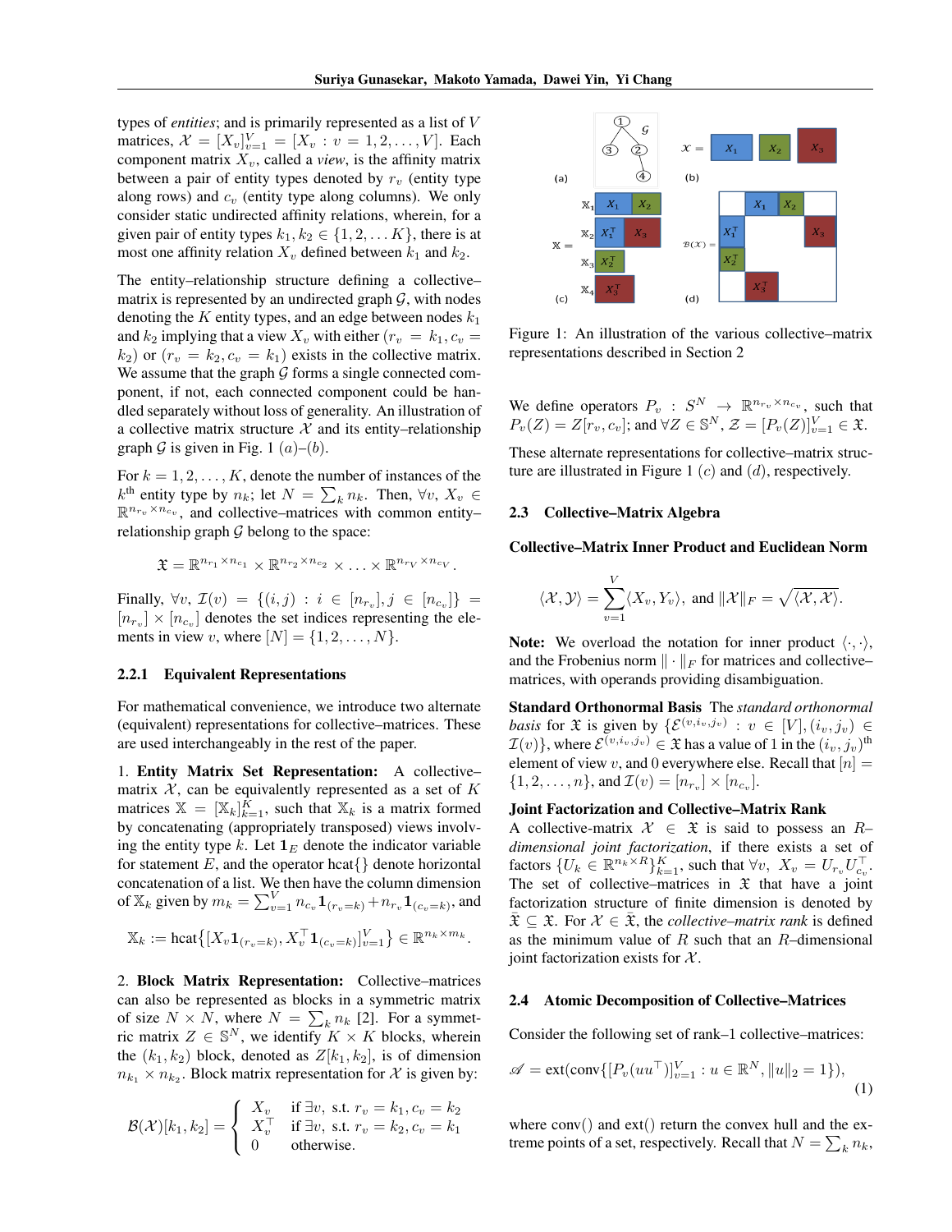types of *entities*; and is primarily represented as a list of $V$ matrices, $\mathcal{X} = [X_v]_{v=1}^V = [X_v : v = 1, 2, \ldots, V]$. Each component matrix $X_v$, called a *view*, is the affinity matrix between a pair of entity types denoted by $r_v$ (entity type along rows) and $c_v$ (entity type along columns). We only consider static undirected affinity relations, wherein, for a given pair of entity types $k_1, k_2 \in \{1, 2, \ldots K\}$, there is at most one affinity relation $X_v$ defined between $k_1$ and $k_2$.

The entity–relationship structure defining a collective–matrix is represented by an undirected graph $\mathcal{G}$, with nodes denoting the $K$ entity types, and an edge between nodes $k_1$ and $k_2$ implying that a view $X_v$ with either $(r_v = k_1, c_v = k_2)$ or $(r_v = k_2, c_v = k_1)$ exists in the collective matrix. We assume that the graph $\mathcal{G}$ forms a single connected component, if not, each connected component could be handled separately without loss of generality. An illustration of a collective matrix structure $\mathcal{X}$ and its entity–relationship graph $\mathcal{G}$ is given in Fig. 1 $(a)$–$(b)$.

For $k = 1, 2, \ldots, K$, denote the number of instances of the $k^{\text{th}}$ entity type by $n_k$; let $N = \sum_k n_k$. Then, $\forall v$, $X_v \in \mathbb{R}^{n_{r_v} \times n_{c_v}}$, and collective-matrices with common entity-relationship graph $\mathcal{G}$ belong to the space:

$$\mathfrak{X} = \mathbb{R}^{n_{r_1} \times n_{c_1}} \times \mathbb{R}^{n_{r_2} \times n_{c_2}} \times \ldots \times \mathbb{R}^{n_{r_V} \times n_{c_V}}.$$

Finally, $\forall v$, $\mathcal{I}(v) = \{(i,j) : i \in [n_{r_v}], j \in [n_{c_v}]\} = [n_{r_v}] \times [n_{c_v}]$ denotes the set indices representing the elements in view $v$, where $[N] = \{1, 2, \ldots, N\}$.

### 2.2.1 Equivalent Representations

For mathematical convenience, we introduce two alternate (equivalent) representations for collective–matrices. These are used interchangeably in the rest of the paper.

1. **Entity Matrix Set Representation:** A collective–matrix $\mathcal{X}$, can be equivalently represented as a set of $K$ matrices $\mathbb{X} = [\mathbb{X}_k]_{k=1}^K$, such that $\mathbb{X}_k$ is a matrix formed by concatenating (appropriately transposed) views involving the entity type $k$. Let $\mathbf{1}_E$ denote the indicator variable for statement $E$, and the operator hcat$\{\}$ denote horizontal concatenation of a list. We then have the column dimension of $\mathbb{X}_k$ given by $m_k = \sum_{v=1}^V n_{c_v} \mathbf{1}_{(r_v=k)} + n_{r_v} \mathbf{1}_{(c_v=k)}$, and

$$\mathbb{X}_k := \text{hcat}\big\{[X_v \mathbf{1}_{(r_v=k)}, X_v^\top \mathbf{1}_{(c_v=k)}]_{v=1}^V\big\} \in \mathbb{R}^{n_k \times m_k}.$$

2. **Block Matrix Representation:** Collective–matrices can also be represented as blocks in a symmetric matrix of size $N \times N$, where $N = \sum_k n_k$ [2]. For a symmetric matrix $Z \in \mathbb{S}^N$, we identify $K \times K$ blocks, wherein the $(k_1, k_2)$ block, denoted as $Z[k_1, k_2]$, is of dimension $n_{k_1} \times n_{k_2}$. Block matrix representation for $\mathcal{X}$ is given by:

$$\mathcal{B}(\mathcal{X})[k_1, k_2] = \begin{cases} X_v & \text{if } \exists v, \text{ s.t. } r_v = k_1, c_v = k_2 \\ X_v^\top & \text{if } \exists v, \text{ s.t. } r_v = k_2, c_v = k_1 \\ 0 & \text{otherwise.} \end{cases}$$

Figure 1: An illustration of the various collective–matrix representations described in Section 2

We define operators $P_v : S^N \rightarrow \mathbb{R}^{n_{r_v} \times n_{c_v}}$, such that $P_v(Z) = Z[r_v, c_v]$; and $\forall Z \in \mathbb{S}^N$, $\mathcal{Z} = [P_v(Z)]_{v=1}^V \in \mathfrak{X}$.

These alternate representations for collective–matrix structure are illustrated in Figure 1 $(c)$ and $(d)$, respectively.

## 2.3 Collective–Matrix Algebra

**Collective–Matrix Inner Product and Euclidean Norm**

$$\langle \mathcal{X}, \mathcal{Y} \rangle = \sum_{v=1}^V \langle X_v, Y_v \rangle, \text{ and } \|\mathcal{X}\|_F = \sqrt{\langle \mathcal{X}, \mathcal{X} \rangle}.$$

**Note:** We overload the notation for inner product $\langle \cdot, \cdot \rangle$, and the Frobenius norm $\| \cdot \|_F$ for matrices and collective–matrices, with operands providing disambiguation.

**Standard Orthonormal Basis** The *standard orthonormal basis* for $\mathfrak{X}$ is given by $\{\mathcal{E}^{(v,i_v,j_v)} : v \in [V], (i_v, j_v) \in \mathcal{I}(v)\}$, where $\mathcal{E}^{(v,i_v,j_v)} \in \mathfrak{X}$ has a value of 1 in the $(i_v, j_v)^{\text{th}}$ element of view $v$, and 0 everywhere else. Recall that $[n] = \{1, 2, \ldots, n\}$, and $\mathcal{I}(v) = [n_{r_v}] \times [n_{c_v}]$.

**Joint Factorization and Collective–Matrix Rank** A collective-matrix $\mathcal{X} \in \mathfrak{X}$ is said to possess an $R$–*dimensional joint factorization*, if there exists a set of factors $\{U_k \in \mathbb{R}^{n_k \times R}\}_{k=1}^K$, such that $\forall v$, $X_v = U_{r_v} U_{c_v}^\top$. The set of collective–matrices in $\mathfrak{X}$ that have a joint factorization structure of finite dimension is denoted by $\bar{\mathfrak{X}} \subseteq \mathfrak{X}$. For $\mathcal{X} \in \bar{\mathfrak{X}}$, the *collective–matrix rank* is defined as the minimum value of $R$ such that an $R$–dimensional joint factorization exists for $\mathcal{X}$.

## 2.4 Atomic Decomposition of Collective–Matrices

Consider the following set of rank–1 collective–matrices:

$$\mathscr{A} = \text{ext}(\text{conv}\{[P_v(uu^\top)]_{v=1}^V : u \in \mathbb{R}^N, \|u\|_2 = 1\}), \tag{1}$$

where conv() and ext() return the convex hull and the extreme points of a set, respectively. Recall that $N = \sum_k n_k$,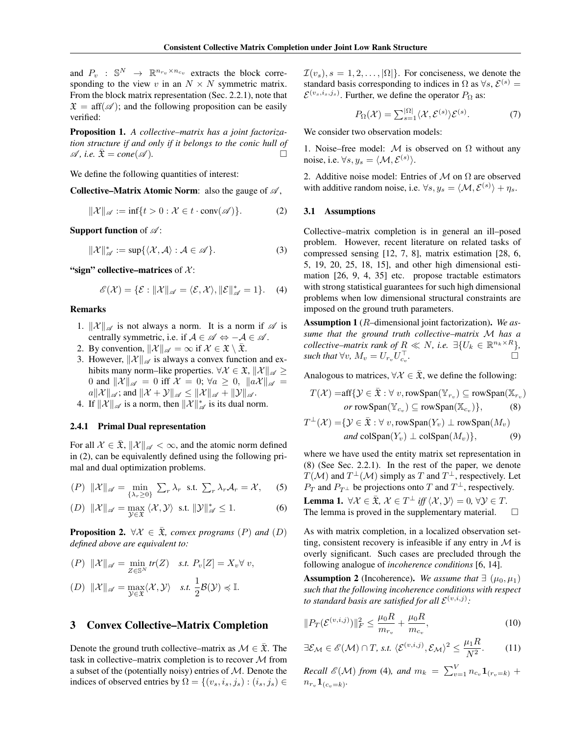and $P_v : \mathbb{S}^N \to \mathbb{R}^{n_{r_v} \times n_{c_v}}$ extracts the block corresponding to the view $v$ in an $N \times N$ symmetric matrix. From the block matrix representation (Sec. 2.2.1), note that $\mathfrak{X} = \text{aff}(\mathscr{A})$; and the following proposition can be easily verified:

**Proposition 1.** *A collective–matrix has a joint factorization structure if and only if it belongs to the conic hull of $\mathscr{A}$, i.e. $\bar{\mathfrak{X}} = cone(\mathscr{A})$.* □

We define the following quantities of interest:

**Collective–Matrix Atomic Norm**: also the gauge of $\mathscr{A}$,

$$\|\mathcal{X}\|_{\mathscr{A}} := \inf\{t > 0 : \mathcal{X} \in t \cdot \text{conv}(\mathscr{A})\}. \tag{2}$$

**Support function** of $\mathscr{A}$:

$$\|\mathcal{X}\|^*_{\mathscr{A}} := \sup\{\langle \mathcal{X}, \mathcal{A} \rangle : \mathcal{A} \in \mathscr{A}\}. \tag{3}$$

**"sign" collective–matrices** of $\mathcal{X}$:

$$\mathscr{E}(\mathcal{X}) = \{\mathcal{E} : \|\mathcal{X}\|_{\mathscr{A}} = \langle \mathcal{E}, \mathcal{X} \rangle, \|\mathcal{E}\|^*_{\mathscr{A}} = 1\}. \tag{4}$$

**Remarks**

1. $\|\mathcal{X}\|_{\mathscr{A}}$ is not always a norm. It is a norm if $\mathscr{A}$ is centrally symmetric, i.e. if $\mathcal{A} \in \mathscr{A} \Leftrightarrow -\mathcal{A} \in \mathscr{A}$.
2. By convention, $\|\mathcal{X}\|_{\mathscr{A}} = \infty$ if $\mathcal{X} \in \mathfrak{X} \setminus \bar{\mathfrak{X}}$.
3. However, $\|\mathcal{X}\|_{\mathscr{A}}$ is always a convex function and exhibits many norm–like properties. $\forall \mathcal{X} \in \mathfrak{X}$, $\|\mathcal{X}\|_{\mathscr{A}} \geq 0$ and $\|\mathcal{X}\|_{\mathscr{A}} = 0$ iff $\mathcal{X} = 0$; $\forall a \geq 0$, $\|a\mathcal{X}\|_{\mathscr{A}} = a\|\mathcal{X}\|_{\mathscr{A}}$; and $\|\mathcal{X} + \mathcal{Y}\|_{\mathscr{A}} \leq \|\mathcal{X}\|_{\mathscr{A}} + \|\mathcal{Y}\|_{\mathscr{A}}$.
4. If $\|\mathcal{X}\|_{\mathscr{A}}$ is a norm, then $\|\mathcal{X}\|^*_{\mathscr{A}}$ is its dual norm.

#### 2.4.1 Primal Dual representation

For all $\mathcal{X} \in \bar{\mathfrak{X}}$, $\|\mathcal{X}\|_{\mathscr{A}} < \infty$, and the atomic norm defined in (2), can be equivalently defined using the following primal and dual optimization problems.

$$(P) \;\; \|\mathcal{X}\|_{\mathscr{A}} = \min_{\{\lambda_r \geq 0\}} \sum_r \lambda_r \;\; \text{s.t.} \; \sum_r \lambda_r \mathcal{A}_r = \mathcal{X}, \tag{5}$$

$$(D) \;\; \|\mathcal{X}\|_{\mathscr{A}} = \max_{\mathcal{Y} \in \mathfrak{X}} \langle \mathcal{X}, \mathcal{Y} \rangle \;\; \text{s.t.} \; \|\mathcal{Y}\|^*_{\mathscr{A}} \leq 1. \tag{6}$$

**Proposition 2.** *$\forall \mathcal{X} \in \bar{\mathfrak{X}}$, convex programs $(P)$ and $(D)$ defined above are equivalent to:*

$$(P) \;\; \|\mathcal{X}\|_{\mathscr{A}} = \min_{Z \in \mathbb{S}^N} tr(Z) \quad s.t. \; P_v[Z] = X_v \forall \, v,$$

$$(D) \;\; \|\mathcal{X}\|_{\mathscr{A}} = \max_{\mathcal{Y} \in \mathfrak{X}} \langle \mathcal{X}, \mathcal{Y} \rangle \quad s.t. \; \frac{1}{2}\mathcal{B}(\mathcal{Y}) \preccurlyeq \mathbb{I}.$$

## 3 Convex Collective–Matrix Completion

Denote the ground truth collective–matrix as $\mathcal{M} \in \bar{\mathfrak{X}}$. The task in collective–matrix completion is to recover $\mathcal{M}$ from a subset of the (potentially noisy) entries of $\mathcal{M}$. Denote the indices of observed entries by $\Omega = \{(v_s, i_s, j_s) : (i_s, j_s) \in \mathcal{I}(v_s), s = 1, 2, \ldots, |\Omega|\}$. For conciseness, we denote the standard basis corresponding to indices in $\Omega$ as $\forall s$, $\mathcal{E}^{(s)} = \mathcal{E}^{(v_s, i_s, j_s)}$. Further, we define the operator $P_\Omega$ as:

$$P_\Omega(\mathcal{X}) = \sum_{s=1}^{|\Omega|} \langle \mathcal{X}, \mathcal{E}^{(s)} \rangle \mathcal{E}^{(s)}. \tag{7}$$

We consider two observation models:

1. Noise–free model: $\mathcal{M}$ is observed on $\Omega$ without any noise, i.e. $\forall s, y_s = \langle \mathcal{M}, \mathcal{E}^{(s)} \rangle$.

2. Additive noise model: Entries of $\mathcal{M}$ on $\Omega$ are observed with additive random noise, i.e. $\forall s, y_s = \langle \mathcal{M}, \mathcal{E}^{(s)} \rangle + \eta_s$.

### 3.1 Assumptions

Collective–matrix completion is in general an ill–posed problem. However, recent literature on related tasks of compressed sensing [12, 7, 8], matrix estimation [28, 6, 5, 19, 20, 25, 18, 15], and other high dimensional estimation [26, 9, 4, 35] etc. propose tractable estimators with strong statistical guarantees for such high dimensional problems when low dimensional structural constraints are imposed on the ground truth parameters.

**Assumption 1** ($R$–dimensional joint factorization). *We assume that the ground truth collective–matrix $\mathcal{M}$ has a collective–matrix rank of $R \ll N$, i.e. $\exists \{U_k \in \mathbb{R}^{n_k \times R}\}$, such that $\forall v$, $M_v = U_{r_v} U_{c_v}^\top$.* □

Analogous to matrices, $\forall \mathcal{X} \in \bar{\mathfrak{X}}$, we define the following:

$$\begin{aligned} T(\mathcal{X}) = &\text{aff}\{\mathcal{Y} \in \bar{\mathfrak{X}} : \forall \, v, \text{rowSpan}(\mathbb{Y}_{r_v}) \subseteq \text{rowSpan}(\mathbb{X}_{r_v}) \\ &\textit{or } \text{rowSpan}(\mathbb{Y}_{c_v}) \subseteq \text{rowSpan}(\mathbb{X}_{c_v})\}, \end{aligned} \tag{8}$$

$$\begin{aligned} T^\perp(\mathcal{X}) = &\{\mathcal{Y} \in \bar{\mathfrak{X}} : \forall \, v, \text{rowSpan}(Y_v) \perp \text{rowSpan}(M_v) \\ &\textit{and } \text{colSpan}(Y_v) \perp \text{colSpan}(M_v)\}, \end{aligned} \tag{9}$$

where we have used the entity matrix set representation in (8) (See Sec. 2.2.1). In the rest of the paper, we denote $T(\mathcal{M})$ and $T^\perp(\mathcal{M})$ simply as $T$ and $T^\perp$, respectively. Let $P_T$ and $P_{T^\perp}$ be projections onto $T$ and $T^\perp$, respectively.

**Lemma 1.** *$\forall \mathcal{X} \in \bar{\mathfrak{X}}$, $\mathcal{X} \in T^\perp$ iff $\langle \mathcal{X}, \mathcal{Y} \rangle = 0$, $\forall \mathcal{Y} \in T$.*
The lemma is proved in the supplementary material. □

As with matrix completion, in a localized observation setting, consistent recovery is infeasible if any entry in $\mathcal{M}$ is overly significant. Such cases are precluded through the following analogue of *incoherence conditions* [6, 14].

**Assumption 2** (Incoherence). *We assume that $\exists$ $(\mu_0, \mu_1)$ such that the following incoherence conditions with respect to standard basis are satisfied for all $\mathcal{E}^{(v,i,j)}$:*

$$\|P_T(\mathcal{E}^{(v,i,j)})\|_F^2 \leq \frac{\mu_0 R}{m_{r_v}} + \frac{\mu_0 R}{m_{c_v}}, \tag{10}$$

$$\exists \mathcal{E}_\mathcal{M} \in \mathscr{E}(\mathcal{M}) \cap T, \; s.t. \; \langle \mathcal{E}^{(v,i,j)}, \mathcal{E}_\mathcal{M} \rangle^2 \leq \frac{\mu_1 R}{N^2}. \tag{11}$$

*Recall $\mathscr{E}(\mathcal{M})$ from (4), and $m_k = \sum_{v=1}^V n_{c_v} \mathbf{1}_{(r_v = k)} + n_{r_v} \mathbf{1}_{(c_v = k)}$.*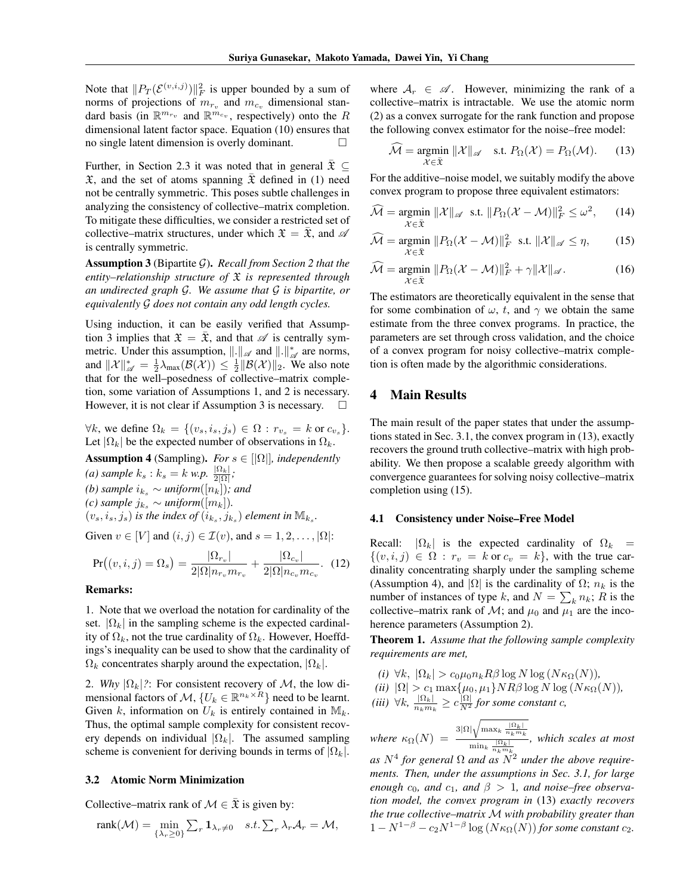Note that $\|P_T(\mathcal{E}^{(v,i,j)})\|_F^2$ is upper bounded by a sum of norms of projections of $m_{r_v}$ and $m_{c_v}$ dimensional standard basis (in $\mathbb{R}^{m_{r_v}}$ and $\mathbb{R}^{m_{c_v}}$, respectively) onto the $R$ dimensional latent factor space. Equation (10) ensures that no single latent dimension is overly dominant. □

Further, in Section 2.3 it was noted that in general $\bar{\mathfrak{X}} \subseteq \mathfrak{X}$, and the set of atoms spanning $\bar{\mathfrak{X}}$ defined in (1) need not be centrally symmetric. This poses subtle challenges in analyzing the consistency of collective–matrix completion. To mitigate these difficulties, we consider a restricted set of collective–matrix structures, under which $\mathfrak{X} = \bar{\mathfrak{X}}$, and $\mathscr{A}$ is centrally symmetric.

**Assumption 3** (Bipartite $\mathcal{G}$). *Recall from Section 2 that the entity–relationship structure of $\mathfrak{X}$ is represented through an undirected graph $\mathcal{G}$. We assume that $\mathcal{G}$ is bipartite, or equivalently $\mathcal{G}$ does not contain any odd length cycles.*

Using induction, it can be easily verified that Assumption 3 implies that $\mathfrak{X} = \bar{\mathfrak{X}}$, and that $\mathscr{A}$ is centrally symmetric. Under this assumption, $\|.\|_{\mathscr{A}}$ and $\|.\|_{\mathscr{A}}^*$ are norms, and $\|\mathcal{X}\|_{\mathscr{A}}^* = \frac{1}{2}\lambda_{\max}(\mathcal{B}(\mathcal{X})) \leq \frac{1}{2}\|\mathcal{B}(\mathcal{X})\|_2$. We also note that for the well–posedness of collective–matrix completion, some variation of Assumptions 1, and 2 is necessary. However, it is not clear if Assumption 3 is necessary. □

$\forall k$, we define $\Omega_k = \{(v_s, i_s, j_s) \in \Omega : r_{v_s} = k \text{ or } c_{v_s}\}$. Let $|\Omega_k|$ be the expected number of observations in $\Omega_k$.

**Assumption 4** (Sampling). *For $s \in [|\Omega|]$, independently*
*(a) sample $k_s : k_s = k$ w.p. $\frac{|\Omega_k|}{2|\Omega|}$;*
*(b) sample $i_{k_s} \sim$ uniform$([n_k])$; and*
*(c) sample $j_{k_s} \sim$ uniform$([m_k])$.*
*$(v_s, i_s, j_s)$ is the index of $(i_{k_s}, j_{k_s})$ element in $\mathbb{M}_{k_s}$.*

Given $v \in [V]$ and $(i,j) \in \mathcal{I}(v)$, and $s = 1, 2, \ldots, |\Omega|$:

$$\Pr\big((v,i,j) = \Omega_s\big) = \frac{|\Omega_{r_v}|}{2|\Omega| n_{r_v} m_{r_v}} + \frac{|\Omega_{c_v}|}{2|\Omega| n_{c_v} m_{c_v}}. \quad (12)$$

**Remarks:**

1. Note that we overload the notation for cardinality of the set. $|\Omega_k|$ in the sampling scheme is the expected cardinality of $\Omega_k$, not the true cardinality of $\Omega_k$. However, Hoeffdings's inequality can be used to show that the cardinality of $\Omega_k$ concentrates sharply around the expectation, $|\Omega_k|$.

2. *Why $|\Omega_k|$?*: For consistent recovery of $\mathcal{M}$, the low dimensional factors of $\mathcal{M}$, $\{U_k \in \mathbb{R}^{n_k \times R}\}$ need to be learnt. Given $k$, information on $U_k$ is entirely contained in $\mathbb{M}_k$. Thus, the optimal sample complexity for consistent recovery depends on individual $|\Omega_k|$. The assumed sampling scheme is convenient for deriving bounds in terms of $|\Omega_k|$.

### 3.2 Atomic Norm Minimization

Collective–matrix rank of $\mathcal{M} \in \bar{\mathfrak{X}}$ is given by:

$$\text{rank}(\mathcal{M}) = \min_{\{\lambda_r \geq 0\}} \sum_r \mathbf{1}_{\lambda_r \neq 0} \quad s.t. \sum_r \lambda_r \mathcal{A}_r = \mathcal{M},$$

where $\mathcal{A}_r \in \mathscr{A}$. However, minimizing the rank of a collective–matrix is intractable. We use the atomic norm (2) as a convex surrogate for the rank function and propose the following convex estimator for the noise–free model:

$$\widehat{\mathcal{M}} = \operatorname*{argmin}_{\mathcal{X} \in \bar{\mathfrak{X}}} \|\mathcal{X}\|_{\mathscr{A}} \quad \text{s.t. } P_\Omega(\mathcal{X}) = P_\Omega(\mathcal{M}). \quad (13)$$

For the additive–noise model, we suitably modify the above convex program to propose three equivalent estimators:

$$\widehat{\mathcal{M}} = \operatorname*{argmin}_{\mathcal{X} \in \bar{\mathfrak{X}}} \|\mathcal{X}\|_{\mathscr{A}} \;\; \text{s.t. } \|P_\Omega(\mathcal{X} - \mathcal{M})\|_F^2 \leq \omega^2, \quad (14)$$

$$\widehat{\mathcal{M}} = \operatorname*{argmin}_{\mathcal{X} \in \bar{\mathfrak{X}}} \|P_\Omega(\mathcal{X} - \mathcal{M})\|_F^2 \;\; \text{s.t. } \|\mathcal{X}\|_{\mathscr{A}} \leq \eta, \quad (15)$$

$$\widehat{\mathcal{M}} = \operatorname*{argmin}_{\mathcal{X} \in \bar{\mathfrak{X}}} \|P_\Omega(\mathcal{X} - \mathcal{M})\|_F^2 + \gamma \|\mathcal{X}\|_{\mathscr{A}}. \quad (16)$$

The estimators are theoretically equivalent in the sense that for some combination of $\omega$, $t$, and $\gamma$ we obtain the same estimate from the three convex programs. In practice, the parameters are set through cross validation, and the choice of a convex program for noisy collective–matrix completion is often made by the algorithmic considerations.

## 4 Main Results

The main result of the paper states that under the assumptions stated in Sec. 3.1, the convex program in (13), exactly recovers the ground truth collective–matrix with high probability. We then propose a scalable greedy algorithm with convergence guarantees for solving noisy collective–matrix completion using (15).

### 4.1 Consistency under Noise–Free Model

Recall: $|\Omega_k|$ is the expected cardinality of $\Omega_k = \{(v,i,j) \in \Omega : r_v = k \text{ or } c_v = k\}$, with the true cardinality concentrating sharply under the sampling scheme (Assumption 4), and $|\Omega|$ is the cardinality of $\Omega$; $n_k$ is the number of instances of type $k$, and $N = \sum_k n_k$; $R$ is the collective–matrix rank of $\mathcal{M}$; and $\mu_0$ and $\mu_1$ are the incoherence parameters (Assumption 2).

**Theorem 1.** *Assume that the following sample complexity requirements are met,*

*(i) $\forall k$, $|\Omega_k| > c_0 \mu_0 n_k R \beta \log N \log(N\kappa_\Omega(N))$,*
*(ii) $|\Omega| > c_1 \max\{\mu_0, \mu_1\} N R \beta \log N \log(N\kappa_\Omega(N))$,*
*(iii) $\forall k$, $\frac{|\Omega_k|}{n_k m_k} \geq c\frac{|\Omega|}{N^2}$ for some constant $c$,*

*where $\kappa_\Omega(N) = \dfrac{3|\Omega|\sqrt{\max_k \frac{|\Omega_k|}{n_k m_k}}}{\min_k \frac{|\Omega_k|}{n_k m_k}}$, which scales at most as $N^4$ for general $\Omega$ and as $N^2$ under the above requirements. Then, under the assumptions in Sec. 3.1, for large enough $c_0$, and $c_1$, and $\beta > 1$, and noise–free observation model, the convex program in (13) exactly recovers the true collective–matrix $\mathcal{M}$ with probability greater than $1 - N^{1-\beta} - c_2 N^{1-\beta} \log(N\kappa_\Omega(N))$ for some constant $c_2$.*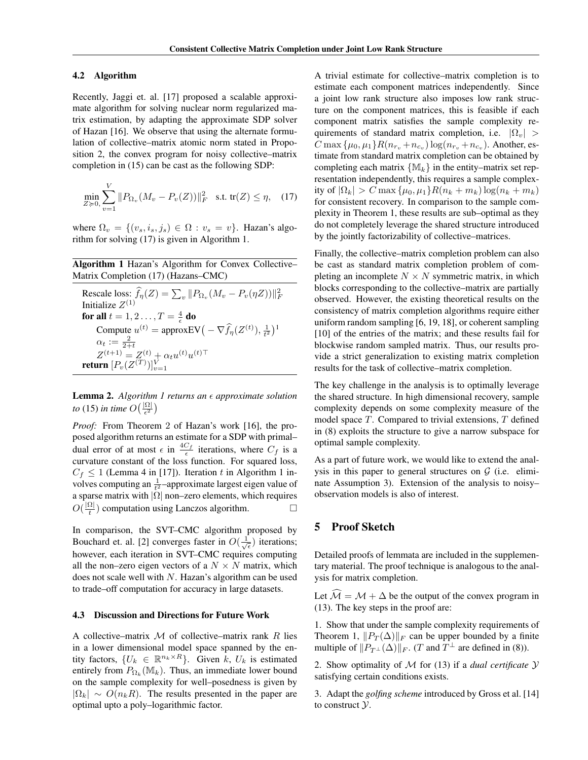### 4.2 Algorithm

Recently, Jaggi et. al. [17] proposed a scalable approximate algorithm for solving nuclear norm regularized matrix estimation, by adapting the approximate SDP solver of Hazan [16]. We observe that using the alternate formulation of collective–matrix atomic norm stated in Proposition 2, the convex program for noisy collective–matrix completion in (15) can be cast as the following SDP:

$$\min_{Z \succcurlyeq 0,} \sum_{v=1}^{V} \|P_{\Omega_v}(M_v - P_v(Z))\|_F^2 \quad \text{s.t. } \text{tr}(Z) \leq \eta, \quad (17)$$

where $\Omega_v = \{(v_s, i_s, j_s) \in \Omega : v_s = v\}$. Hazan's algorithm for solving (17) is given in Algorithm 1.

**Algorithm 1** Hazan's Algorithm for Convex Collective–Matrix Completion (17) (Hazans–CMC)

Rescale loss: $\widehat{f}_\eta(Z) = \sum_v \|P_{\Omega_v}(M_v - P_v(\eta Z))\|_F^2$
Initialize $Z^{(1)}$
**for all** $t = 1, 2 \ldots, T = \frac{4}{\epsilon}$ **do**
  Compute $u^{(t)} = \text{approxEV}\big(-\nabla \widehat{f}_\eta(Z^{(t)}), \frac{1}{t^2}\big)^1$
  $\alpha_t := \frac{2}{2+t}$
  $Z^{(t+1)} = Z^{(t)} + \alpha_t u^{(t)} u^{(t)\top}$
**return** $[P_v(Z^{(T)})]_{v=1}^V$

**Lemma 2.** *Algorithm 1 returns an $\epsilon$ approximate solution to* (15) *in time* $O\big(\frac{|\Omega|}{\epsilon^2}\big)$

*Proof:* From Theorem 2 of Hazan's work [16], the proposed algorithm returns an estimate for a SDP with primal–dual error of at most $\epsilon$ in $\frac{4C_f}{\epsilon}$ iterations, where $C_f$ is a curvature constant of the loss function. For squared loss, $C_f \leq 1$ (Lemma 4 in [17]). Iteration $t$ in Algorithm 1 involves computing an $\frac{1}{t^2}$–approximate largest eigen value of a sparse matrix with $|\Omega|$ non–zero elements, which requires $O(\frac{|\Omega|}{t})$ computation using Lanczos algorithm. □

In comparison, the SVT–CMC algorithm proposed by Bouchard et. al. [2] converges faster in $O(\frac{1}{\sqrt{\epsilon}})$ iterations; however, each iteration in SVT–CMC requires computing all the non–zero eigen vectors of a $N \times N$ matrix, which does not scale well with $N$. Hazan's algorithm can be used to trade–off computation for accuracy in large datasets.

### 4.3 Discussion and Directions for Future Work

A collective–matrix $\mathcal{M}$ of collective–matrix rank $R$ lies in a lower dimensional model space spanned by the entity factors, $\{U_k \in \mathbb{R}^{n_k \times R}\}$. Given $k$, $U_k$ is estimated entirely from $P_{\Omega_k}(\mathbb{M}_k)$. Thus, an immediate lower bound on the sample complexity for well–posedness is given by $|\Omega_k| \sim O(n_k R)$. The results presented in the paper are optimal upto a poly–logarithmic factor.

A trivial estimate for collective–matrix completion is to estimate each component matrices independently. Since a joint low rank structure also imposes low rank structure on the component matrices, this is feasible if each component matrix satisfies the sample complexity requirements of standard matrix completion, i.e. $|\Omega_v| > C \max\{\mu_0, \mu_1\} R(n_{r_v} + n_{c_v}) \log(n_{r_v} + n_{c_v})$. Another, estimate from standard matrix completion can be obtained by completing each matrix $\{\mathbb{M}_k\}$ in the entity–matrix set representation independently, this requires a sample complexity of $|\Omega_k| > C \max\{\mu_0, \mu_1\} R(n_k + m_k) \log(n_k + m_k)$ for consistent recovery. In comparison to the sample complexity in Theorem 1, these results are sub–optimal as they do not completely leverage the shared structure introduced by the jointly factorizability of collective–matrices.

Finally, the collective–matrix completion problem can also be cast as standard matrix completion problem of completing an incomplete $N \times N$ symmetric matrix, in which blocks corresponding to the collective–matrix are partially observed. However, the existing theoretical results on the consistency of matrix completion algorithms require either uniform random sampling [6, 19, 18], or coherent sampling [10] of the entries of the matrix; and these results fail for blockwise random sampled matrix. Thus, our results provide a strict generalization to existing matrix completion results for the task of collective–matrix completion.

The key challenge in the analysis is to optimally leverage the shared structure. In high dimensional recovery, sample complexity depends on some complexity measure of the model space $T$. Compared to trivial extensions, $T$ defined in (8) exploits the structure to give a narrow subspace for optimal sample complexity.

As a part of future work, we would like to extend the analysis in this paper to general structures on $\mathcal{G}$ (i.e. eliminate Assumption 3). Extension of the analysis to noisy–observation models is also of interest.

## 5 Proof Sketch

Detailed proofs of lemmata are included in the supplementary material. The proof technique is analogous to the analysis for matrix completion.

Let $\widehat{\mathcal{M}} = \mathcal{M} + \Delta$ be the output of the convex program in (13). The key steps in the proof are:

1. Show that under the sample complexity requirements of Theorem 1, $\|P_T(\Delta)\|_F$ can be upper bounded by a finite multiple of $\|P_{T^\perp}(\Delta)\|_F$. ($T$ and $T^\perp$ are defined in (8)).

2. Show optimality of $\mathcal{M}$ for (13) if a *dual certificate* $\mathcal{Y}$ satisfying certain conditions exists.

3. Adapt the *golfing scheme* introduced by Gross et al. [14] to construct $\mathcal{Y}$.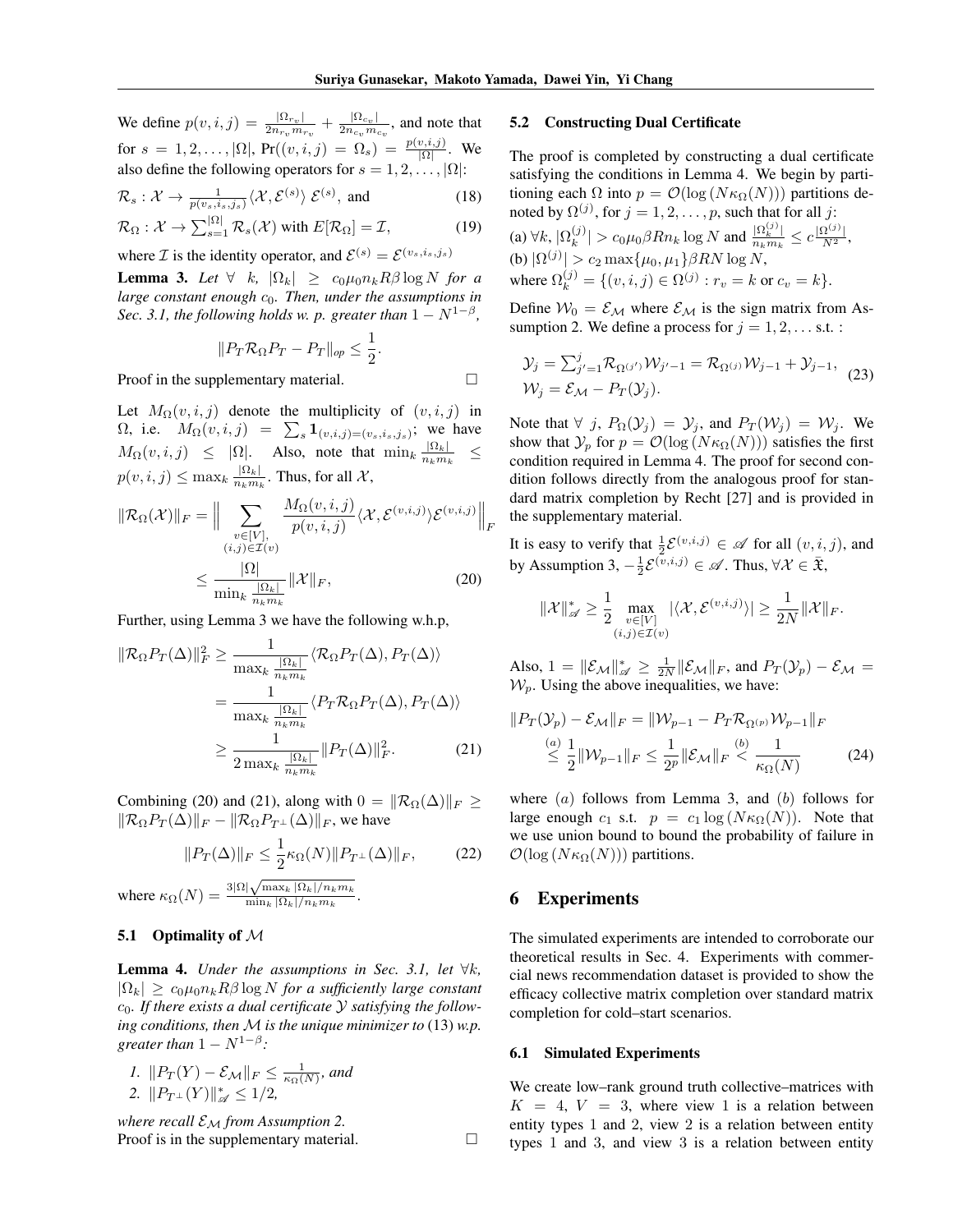We define $p(v,i,j) = \frac{|\Omega_{r_v}|}{2n_{r_v}m_{r_v}} + \frac{|\Omega_{c_v}|}{2n_{c_v}m_{c_v}}$, and note that for $s = 1, 2, \ldots, |\Omega|$, $\Pr((v,i,j) = \Omega_s) = \frac{p(v,i,j)}{|\Omega|}$. We also define the following operators for $s = 1, 2, \ldots, |\Omega|$:

$$\mathcal{R}_s : \mathcal{X} \rightarrow \frac{1}{p(v_s, i_s, j_s)} \langle \mathcal{X}, \mathcal{E}^{(s)} \rangle \; \mathcal{E}^{(s)}, \text{ and} \tag{18}$$

$$\mathcal{R}_\Omega : \mathcal{X} \rightarrow \textstyle\sum_{s=1}^{|\Omega|} \mathcal{R}_s(\mathcal{X}) \text{ with } E[\mathcal{R}_\Omega] = \mathcal{I}, \tag{19}$$

where $\mathcal{I}$ is the identity operator, and $\mathcal{E}^{(s)} = \mathcal{E}^{(v_s,i_s,j_s)}$

**Lemma 3.** *Let $\forall \;\; k$, $|\Omega_k| \geq c_0 \mu_0 n_k R\beta \log N$ for a large constant enough $c_0$. Then, under the assumptions in Sec. 3.1, the following holds w. p. greater than $1 - N^{1-\beta}$,*

$$\|P_T \mathcal{R}_\Omega P_T - P_T\|_{op} \leq \frac{1}{2}.$$

Proof in the supplementary material. □

Let $M_\Omega(v,i,j)$ denote the multiplicity of $(v,i,j)$ in $\Omega$, i.e. $M_\Omega(v,i,j) = \sum_s \mathbf{1}_{(v,i,j)=(v_s,i_s,j_s)}$; we have $M_\Omega(v,i,j) \leq |\Omega|$. Also, note that $\min_k \frac{|\Omega_k|}{n_k m_k} \leq p(v,i,j) \leq \max_k \frac{|\Omega_k|}{n_k m_k}$. Thus, for all $\mathcal{X}$,

$$\begin{aligned}\|\mathcal{R}_\Omega(\mathcal{X})\|_F &= \Big\| \sum_{\substack{v\in[V],\\(i,j)\in\mathcal{I}(v)}} \frac{M_\Omega(v,i,j)}{p(v,i,j)} \langle \mathcal{X}, \mathcal{E}^{(v,i,j)} \rangle \mathcal{E}^{(v,i,j)} \Big\|_F \\ &\leq \frac{|\Omega|}{\min_k \frac{|\Omega_k|}{n_k m_k}} \|\mathcal{X}\|_F,\end{aligned} \tag{20}$$

Further, using Lemma 3 we have the following w.h.p,

$$\begin{aligned}\|\mathcal{R}_\Omega P_T(\Delta)\|_F^2 &\geq \frac{1}{\max_k \frac{|\Omega_k|}{n_k m_k}} \langle \mathcal{R}_\Omega P_T(\Delta), P_T(\Delta) \rangle \\ &= \frac{1}{\max_k \frac{|\Omega_k|}{n_k m_k}} \langle P_T \mathcal{R}_\Omega P_T(\Delta), P_T(\Delta) \rangle \\ &\geq \frac{1}{2\max_k \frac{|\Omega_k|}{n_k m_k}} \|P_T(\Delta)\|_F^2.\end{aligned} \tag{21}$$

Combining (20) and (21), along with $0 = \|\mathcal{R}_\Omega(\Delta)\|_F \geq \|\mathcal{R}_\Omega P_T(\Delta)\|_F - \|\mathcal{R}_\Omega P_{T^\perp}(\Delta)\|_F$, we have

$$\|P_T(\Delta)\|_F \leq \frac{1}{2} \kappa_\Omega(N) \|P_{T^\perp}(\Delta)\|_F, \tag{22}$$

where $\kappa_\Omega(N) = \frac{3|\Omega|\sqrt{\max_k |\Omega_k|/n_k m_k}}{\min_k |\Omega_k|/n_k m_k}$.

### 5.1 Optimality of $\mathcal{M}$

**Lemma 4.** *Under the assumptions in Sec. 3.1, let $\forall k$, $|\Omega_k| \geq c_0 \mu_0 n_k R\beta \log N$ for a sufficiently large constant $c_0$. If there exists a dual certificate $\mathcal{Y}$ satisfying the following conditions, then $\mathcal{M}$ is the unique minimizer to* (13) *w.p. greater than $1 - N^{1-\beta}$:*

*1. $\|P_T(Y) - \mathcal{E}_\mathcal{M}\|_F \leq \frac{1}{\kappa_\Omega(N)}$, and*

*2. $\|P_{T^\perp}(Y)\|_\mathscr{A}^* \leq 1/2$,*

*where recall $\mathcal{E}_\mathcal{M}$ from Assumption 2.*

Proof is in the supplementary material. □

### 5.2 Constructing Dual Certificate

The proof is completed by constructing a dual certificate satisfying the conditions in Lemma 4. We begin by partitioning each $\Omega$ into $p = \mathcal{O}(\log(N\kappa_\Omega(N)))$ partitions denoted by $\Omega^{(j)}$, for $j = 1, 2, \ldots, p$, such that for all $j$:

(a) $\forall k$, $|\Omega_k^{(j)}| > c_0 \mu_0 \beta R n_k \log N$ and $\frac{|\Omega_k^{(j)}|}{n_k m_k} \leq c \frac{|\Omega^{(j)}|}{N^2}$,
(b) $|\Omega^{(j)}| > c_2 \max\{\mu_0, \mu_1\} \beta R N \log N$,
where $\Omega_k^{(j)} = \{(v,i,j) \in \Omega^{(j)} : r_v = k \text{ or } c_v = k\}$.

Define $\mathcal{W}_0 = \mathcal{E}_\mathcal{M}$ where $\mathcal{E}_\mathcal{M}$ is the sign matrix from Assumption 2. We define a process for $j = 1, 2, \ldots$ s.t. :

$$\begin{aligned}\mathcal{Y}_j &= \textstyle\sum_{j'=1}^{j} \mathcal{R}_{\Omega^{(j')}} \mathcal{W}_{j'-1} = \mathcal{R}_{\Omega^{(j)}} \mathcal{W}_{j-1} + \mathcal{Y}_{j-1}, \\ \mathcal{W}_j &= \mathcal{E}_\mathcal{M} - P_T(\mathcal{Y}_j).\end{aligned} \tag{23}$$

Note that $\forall \; j$, $P_\Omega(\mathcal{Y}_j) = \mathcal{Y}_j$, and $P_T(\mathcal{W}_j) = \mathcal{W}_j$. We show that $\mathcal{Y}_p$ for $p = \mathcal{O}(\log(N\kappa_\Omega(N)))$ satisfies the first condition required in Lemma 4. The proof for second condition follows directly from the analogous proof for standard matrix completion by Recht [27] and is provided in the supplementary material.

It is easy to verify that $\frac{1}{2}\mathcal{E}^{(v,i,j)} \in \mathscr{A}$ for all $(v,i,j)$, and by Assumption 3, $-\frac{1}{2}\mathcal{E}^{(v,i,j)} \in \mathscr{A}$. Thus, $\forall \mathcal{X} \in \tilde{\mathfrak{X}}$,

$$\|\mathcal{X}\|_\mathscr{A}^* \geq \frac{1}{2} \max_{\substack{v\in[V]\\(i,j)\in\mathcal{I}(v)}} |\langle \mathcal{X}, \mathcal{E}^{(v,i,j)} \rangle| \geq \frac{1}{2N} \|\mathcal{X}\|_F.$$

Also, $1 = \|\mathcal{E}_\mathcal{M}\|_\mathscr{A}^* \geq \frac{1}{2N}\|\mathcal{E}_\mathcal{M}\|_F$, and $P_T(\mathcal{Y}_p) - \mathcal{E}_\mathcal{M} = \mathcal{W}_p$. Using the above inequalities, we have:

$$\begin{aligned}\|P_T(\mathcal{Y}_p) - \mathcal{E}_\mathcal{M}\|_F &= \|\mathcal{W}_{p-1} - P_T \mathcal{R}_{\Omega^{(p)}} \mathcal{W}_{p-1}\|_F \\ &\overset{(a)}{\leq} \frac{1}{2}\|\mathcal{W}_{p-1}\|_F \leq \frac{1}{2^p}\|\mathcal{E}_\mathcal{M}\|_F \overset{(b)}{<} \frac{1}{\kappa_\Omega(N)}\end{aligned} \tag{24}$$

where $(a)$ follows from Lemma 3, and $(b)$ follows for large enough $c_1$ s.t. $p = c_1 \log(N\kappa_\Omega(N))$. Note that we use union bound to bound the probability of failure in $\mathcal{O}(\log(N\kappa_\Omega(N)))$ partitions.

## 6 Experiments

The simulated experiments are intended to corroborate our theoretical results in Sec. 4. Experiments with commercial news recommendation dataset is provided to show the efficacy collective matrix completion over standard matrix completion for cold–start scenarios.

### 6.1 Simulated Experiments

We create low–rank ground truth collective–matrices with $K = 4$, $V = 3$, where view 1 is a relation between entity types 1 and 2, view 2 is a relation between entity types 1 and 3, and view 3 is a relation between entity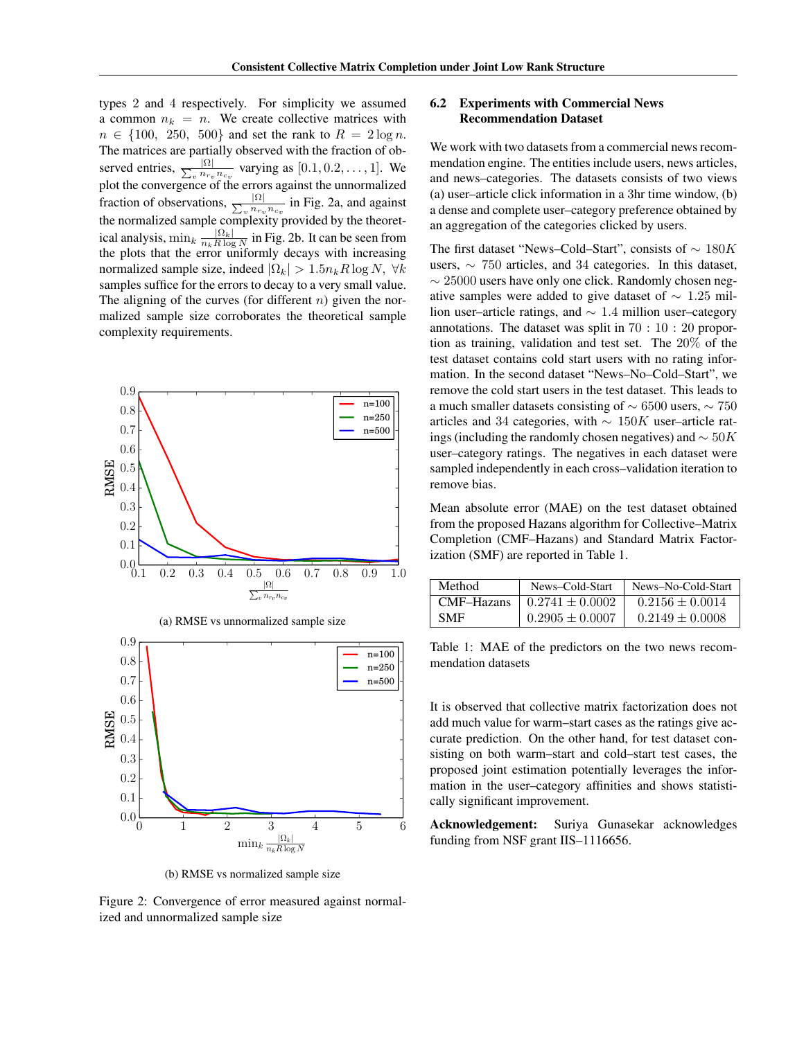types 2 and 4 respectively. For simplicity we assumed a common $n_k = n$. We create collective matrices with $n \in \{100, 250, 500\}$ and set the rank to $R = 2\log n$. The matrices are partially observed with the fraction of observed entries, $\frac{|\Omega|}{\sum_v n_{r_v} n_{c_v}}$ varying as $[0.1, 0.2, \ldots, 1]$. We plot the convergence of the errors against the unnormalized fraction of observations, $\frac{|\Omega|}{\sum_v n_{r_v} n_{c_v}}$ in Fig. 2a, and against the normalized sample complexity provided by the theoretical analysis, $\min_k \frac{|\Omega_k|}{n_k R \log N}$ in Fig. 2b. It can be seen from the plots that the error uniformly decays with increasing normalized sample size, indeed $|\Omega_k| > 1.5 n_k R \log N, \ \forall k$ samples suffice for the errors to decay to a very small value. The aligning of the curves (for different $n$) given the normalized sample size corroborates the theoretical sample complexity requirements.

(a) RMSE vs unnormalized sample size

(b) RMSE vs normalized sample size

Figure 2: Convergence of error measured against normalized and unnormalized sample size

### 6.2 Experiments with Commercial News Recommendation Dataset

We work with two datasets from a commercial news recommendation engine. The entities include users, news articles, and news–categories. The datasets consists of two views (a) user–article click information in a 3hr time window, (b) a dense and complete user–category preference obtained by an aggregation of the categories clicked by users.

The first dataset "News–Cold–Start", consists of $\sim 180K$ users, $\sim 750$ articles, and 34 categories. In this dataset, $\sim 25000$ users have only one click. Randomly chosen negative samples were added to give dataset of $\sim 1.25$ million user–article ratings, and $\sim 1.4$ million user–category annotations. The dataset was split in $70 : 10 : 20$ proportion as training, validation and test set. The 20% of the test dataset contains cold start users with no rating information. In the second dataset "News–No–Cold–Start", we remove the cold start users in the test dataset. This leads to a much smaller datasets consisting of $\sim 6500$ users, $\sim 750$ articles and 34 categories, with $\sim 150K$ user–article ratings (including the randomly chosen negatives) and $\sim 50K$ user–category ratings. The negatives in each dataset were sampled independently in each cross–validation iteration to remove bias.

Mean absolute error (MAE) on the test dataset obtained from the proposed Hazans algorithm for Collective–Matrix Completion (CMF–Hazans) and Standard Matrix Factorization (SMF) are reported in Table 1.

| Method | News–Cold–Start | News–No–Cold–Start |
|---|---|---|
| CMF–Hazans | $0.2741 \pm 0.0002$ | $0.2156 \pm 0.0014$ |
| SMF | $0.2905 \pm 0.0007$ | $0.2149 \pm 0.0008$ |

Table 1: MAE of the predictors on the two news recommendation datasets

It is observed that collective matrix factorization does not add much value for warm–start cases as the ratings give accurate prediction. On the other hand, for test dataset consisting on both warm–start and cold–start test cases, the proposed joint estimation potentially leverages the information in the user–category affinities and shows statistically significant improvement.

**Acknowledgement:** Suriya Gunasekar acknowledges funding from NSF grant IIS–1116656.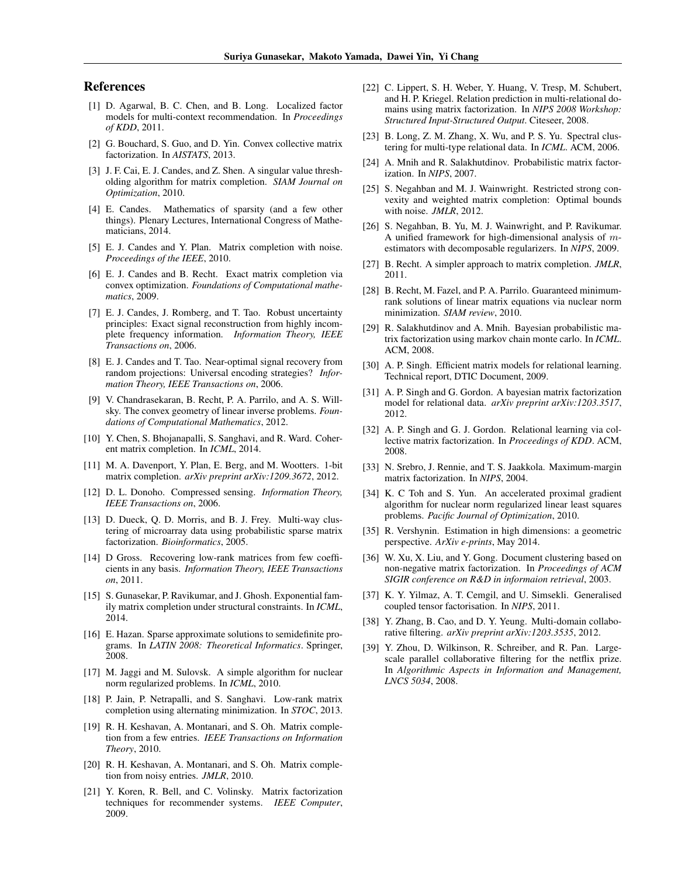## References

[1] D. Agarwal, B. C. Chen, and B. Long. Localized factor models for multi-context recommendation. In *Proceedings of KDD*, 2011.

[2] G. Bouchard, S. Guo, and D. Yin. Convex collective matrix factorization. In *AISTATS*, 2013.

[3] J. F. Cai, E. J. Candes, and Z. Shen. A singular value thresholding algorithm for matrix completion. *SIAM Journal on Optimization*, 2010.

[4] E. Candes. Mathematics of sparsity (and a few other things). Plenary Lectures, International Congress of Mathematicians, 2014.

[5] E. J. Candes and Y. Plan. Matrix completion with noise. *Proceedings of the IEEE*, 2010.

[6] E. J. Candes and B. Recht. Exact matrix completion via convex optimization. *Foundations of Computational mathematics*, 2009.

[7] E. J. Candes, J. Romberg, and T. Tao. Robust uncertainty principles: Exact signal reconstruction from highly incomplete frequency information. *Information Theory, IEEE Transactions on*, 2006.

[8] E. J. Candes and T. Tao. Near-optimal signal recovery from random projections: Universal encoding strategies? *Information Theory, IEEE Transactions on*, 2006.

[9] V. Chandrasekaran, B. Recht, P. A. Parrilo, and A. S. Willsky. The convex geometry of linear inverse problems. *Foundations of Computational Mathematics*, 2012.

[10] Y. Chen, S. Bhojanapalli, S. Sanghavi, and R. Ward. Coherent matrix completion. In *ICML*, 2014.

[11] M. A. Davenport, Y. Plan, E. Berg, and M. Wootters. 1-bit matrix completion. *arXiv preprint arXiv:1209.3672*, 2012.

[12] D. L. Donoho. Compressed sensing. *Information Theory, IEEE Transactions on*, 2006.

[13] D. Dueck, Q. D. Morris, and B. J. Frey. Multi-way clustering of microarray data using probabilistic sparse matrix factorization. *Bioinformatics*, 2005.

[14] D Gross. Recovering low-rank matrices from few coefficients in any basis. *Information Theory, IEEE Transactions on*, 2011.

[15] S. Gunasekar, P. Ravikumar, and J. Ghosh. Exponential family matrix completion under structural constraints. In *ICML*, 2014.

[16] E. Hazan. Sparse approximate solutions to semidefinite programs. In *LATIN 2008: Theoretical Informatics*. Springer, 2008.

[17] M. Jaggi and M. Sulovsk. A simple algorithm for nuclear norm regularized problems. In *ICML*, 2010.

[18] P. Jain, P. Netrapalli, and S. Sanghavi. Low-rank matrix completion using alternating minimization. In *STOC*, 2013.

[19] R. H. Keshavan, A. Montanari, and S. Oh. Matrix completion from a few entries. *IEEE Transactions on Information Theory*, 2010.

[20] R. H. Keshavan, A. Montanari, and S. Oh. Matrix completion from noisy entries. *JMLR*, 2010.

[21] Y. Koren, R. Bell, and C. Volinsky. Matrix factorization techniques for recommender systems. *IEEE Computer*, 2009.

[22] C. Lippert, S. H. Weber, Y. Huang, V. Tresp, M. Schubert, and H. P. Kriegel. Relation prediction in multi-relational domains using matrix factorization. In *NIPS 2008 Workshop: Structured Input-Structured Output*. Citeseer, 2008.

[23] B. Long, Z. M. Zhang, X. Wu, and P. S. Yu. Spectral clustering for multi-type relational data. In *ICML*. ACM, 2006.

[24] A. Mnih and R. Salakhutdinov. Probabilistic matrix factorization. In *NIPS*, 2007.

[25] S. Negahban and M. J. Wainwright. Restricted strong convexity and weighted matrix completion: Optimal bounds with noise. *JMLR*, 2012.

[26] S. Negahban, B. Yu, M. J. Wainwright, and P. Ravikumar. A unified framework for high-dimensional analysis of $m$-estimators with decomposable regularizers. In *NIPS*, 2009.

[27] B. Recht. A simpler approach to matrix completion. *JMLR*, 2011.

[28] B. Recht, M. Fazel, and P. A. Parrilo. Guaranteed minimum-rank solutions of linear matrix equations via nuclear norm minimization. *SIAM review*, 2010.

[29] R. Salakhutdinov and A. Mnih. Bayesian probabilistic matrix factorization using markov chain monte carlo. In *ICML*. ACM, 2008.

[30] A. P. Singh. Efficient matrix models for relational learning. Technical report, DTIC Document, 2009.

[31] A. P. Singh and G. Gordon. A bayesian matrix factorization model for relational data. *arXiv preprint arXiv:1203.3517*, 2012.

[32] A. P. Singh and G. J. Gordon. Relational learning via collective matrix factorization. In *Proceedings of KDD*. ACM, 2008.

[33] N. Srebro, J. Rennie, and T. S. Jaakkola. Maximum-margin matrix factorization. In *NIPS*, 2004.

[34] K. C Toh and S. Yun. An accelerated proximal gradient algorithm for nuclear norm regularized linear least squares problems. *Pacific Journal of Optimization*, 2010.

[35] R. Vershynin. Estimation in high dimensions: a geometric perspective. *ArXiv e-prints*, May 2014.

[36] W. Xu, X. Liu, and Y. Gong. Document clustering based on non-negative matrix factorization. In *Proceedings of ACM SIGIR conference on R&D in informaion retrieval*, 2003.

[37] K. Y. Yilmaz, A. T. Cemgil, and U. Simsekli. Generalised coupled tensor factorisation. In *NIPS*, 2011.

[38] Y. Zhang, B. Cao, and D. Y. Yeung. Multi-domain collaborative filtering. *arXiv preprint arXiv:1203.3535*, 2012.

[39] Y. Zhou, D. Wilkinson, R. Schreiber, and R. Pan. Large-scale parallel collaborative filtering for the netflix prize. In *Algorithmic Aspects in Information and Management, LNCS 5034*, 2008.